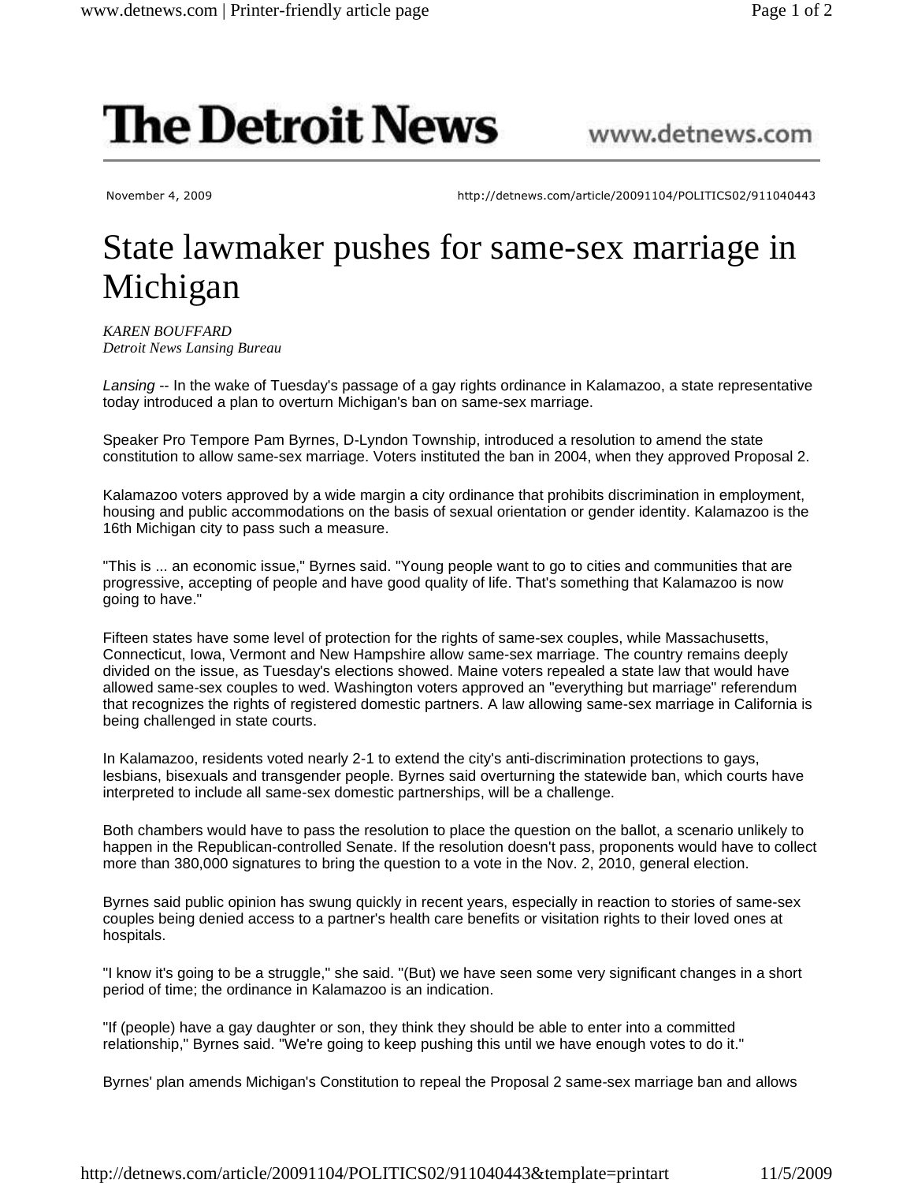**The Detroit News** www.detnews.com

November 4, 2009 http://detnews.com/article/20091104/POLITICS02/911040443

# State lawmaker pushes for same-sex marriage in Michigan

*KAREN BOUFFARD*
*Detroit News Lansing Bureau*

*Lansing* -- In the wake of Tuesday's passage of a gay rights ordinance in Kalamazoo, a state representative today introduced a plan to overturn Michigan's ban on same-sex marriage.

Speaker Pro Tempore Pam Byrnes, D-Lyndon Township, introduced a resolution to amend the state constitution to allow same-sex marriage. Voters instituted the ban in 2004, when they approved Proposal 2.

Kalamazoo voters approved by a wide margin a city ordinance that prohibits discrimination in employment, housing and public accommodations on the basis of sexual orientation or gender identity. Kalamazoo is the 16th Michigan city to pass such a measure.

"This is ... an economic issue," Byrnes said. "Young people want to go to cities and communities that are progressive, accepting of people and have good quality of life. That's something that Kalamazoo is now going to have."

Fifteen states have some level of protection for the rights of same-sex couples, while Massachusetts, Connecticut, Iowa, Vermont and New Hampshire allow same-sex marriage. The country remains deeply divided on the issue, as Tuesday's elections showed. Maine voters repealed a state law that would have allowed same-sex couples to wed. Washington voters approved an "everything but marriage" referendum that recognizes the rights of registered domestic partners. A law allowing same-sex marriage in California is being challenged in state courts.

In Kalamazoo, residents voted nearly 2-1 to extend the city's anti-discrimination protections to gays, lesbians, bisexuals and transgender people. Byrnes said overturning the statewide ban, which courts have interpreted to include all same-sex domestic partnerships, will be a challenge.

Both chambers would have to pass the resolution to place the question on the ballot, a scenario unlikely to happen in the Republican-controlled Senate. If the resolution doesn't pass, proponents would have to collect more than 380,000 signatures to bring the question to a vote in the Nov. 2, 2010, general election.

Byrnes said public opinion has swung quickly in recent years, especially in reaction to stories of same-sex couples being denied access to a partner's health care benefits or visitation rights to their loved ones at hospitals.

"I know it's going to be a struggle," she said. "(But) we have seen some very significant changes in a short period of time; the ordinance in Kalamazoo is an indication.

"If (people) have a gay daughter or son, they think they should be able to enter into a committed relationship," Byrnes said. "We're going to keep pushing this until we have enough votes to do it."

Byrnes' plan amends Michigan's Constitution to repeal the Proposal 2 same-sex marriage ban and allows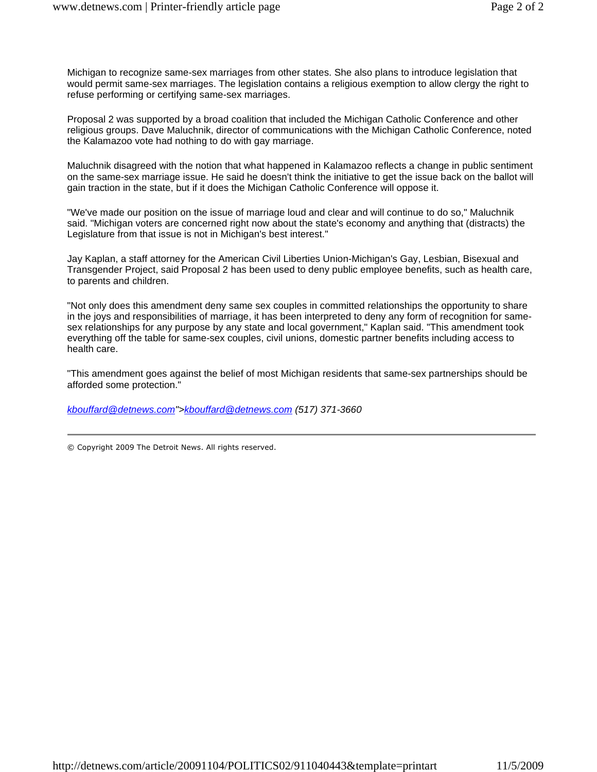Michigan to recognize same-sex marriages from other states. She also plans to introduce legislation that would permit same-sex marriages. The legislation contains a religious exemption to allow clergy the right to refuse performing or certifying same-sex marriages.

Proposal 2 was supported by a broad coalition that included the Michigan Catholic Conference and other religious groups. Dave Maluchnik, director of communications with the Michigan Catholic Conference, noted the Kalamazoo vote had nothing to do with gay marriage.

Maluchnik disagreed with the notion that what happened in Kalamazoo reflects a change in public sentiment on the same-sex marriage issue. He said he doesn't think the initiative to get the issue back on the ballot will gain traction in the state, but if it does the Michigan Catholic Conference will oppose it.

"We've made our position on the issue of marriage loud and clear and will continue to do so," Maluchnik said. "Michigan voters are concerned right now about the state's economy and anything that (distracts) the Legislature from that issue is not in Michigan's best interest."

Jay Kaplan, a staff attorney for the American Civil Liberties Union-Michigan's Gay, Lesbian, Bisexual and Transgender Project, said Proposal 2 has been used to deny public employee benefits, such as health care, to parents and children.

"Not only does this amendment deny same sex couples in committed relationships the opportunity to share in the joys and responsibilities of marriage, it has been interpreted to deny any form of recognition for same-sex relationships for any purpose by any state and local government," Kaplan said. "This amendment took everything off the table for same-sex couples, civil unions, domestic partner benefits including access to health care.

"This amendment goes against the belief of most Michigan residents that same-sex partnerships should be afforded some protection."

*kbouffard@detnews.com">kbouffard@detnews.com (517) 371-3660*

© Copyright 2009 The Detroit News. All rights reserved.